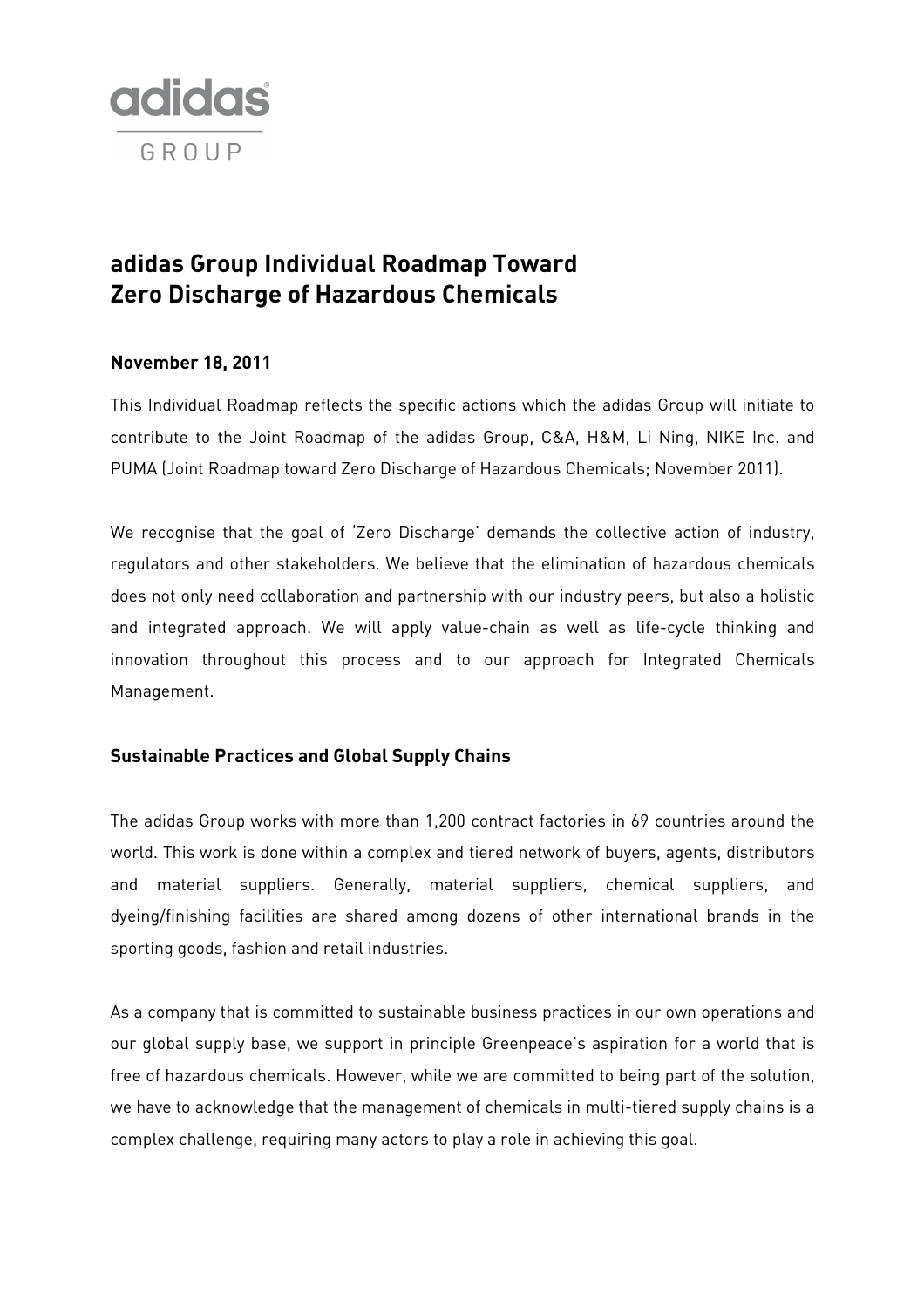adidas GROUP

# adidas Group Individual Roadmap Toward Zero Discharge of Hazardous Chemicals

**November 18, 2011**

This Individual Roadmap reflects the specific actions which the adidas Group will initiate to contribute to the Joint Roadmap of the adidas Group, C&A, H&M, Li Ning, NIKE Inc. and PUMA (Joint Roadmap toward Zero Discharge of Hazardous Chemicals; November 2011).

We recognise that the goal of 'Zero Discharge' demands the collective action of industry, regulators and other stakeholders. We believe that the elimination of hazardous chemicals does not only need collaboration and partnership with our industry peers, but also a holistic and integrated approach. We will apply value-chain as well as life-cycle thinking and innovation throughout this process and to our approach for Integrated Chemicals Management.

## Sustainable Practices and Global Supply Chains

The adidas Group works with more than 1,200 contract factories in 69 countries around the world. This work is done within a complex and tiered network of buyers, agents, distributors and material suppliers. Generally, material suppliers, chemical suppliers, and dyeing/finishing facilities are shared among dozens of other international brands in the sporting goods, fashion and retail industries.

As a company that is committed to sustainable business practices in our own operations and our global supply base, we support in principle Greenpeace's aspiration for a world that is free of hazardous chemicals. However, while we are committed to being part of the solution, we have to acknowledge that the management of chemicals in multi-tiered supply chains is a complex challenge, requiring many actors to play a role in achieving this goal.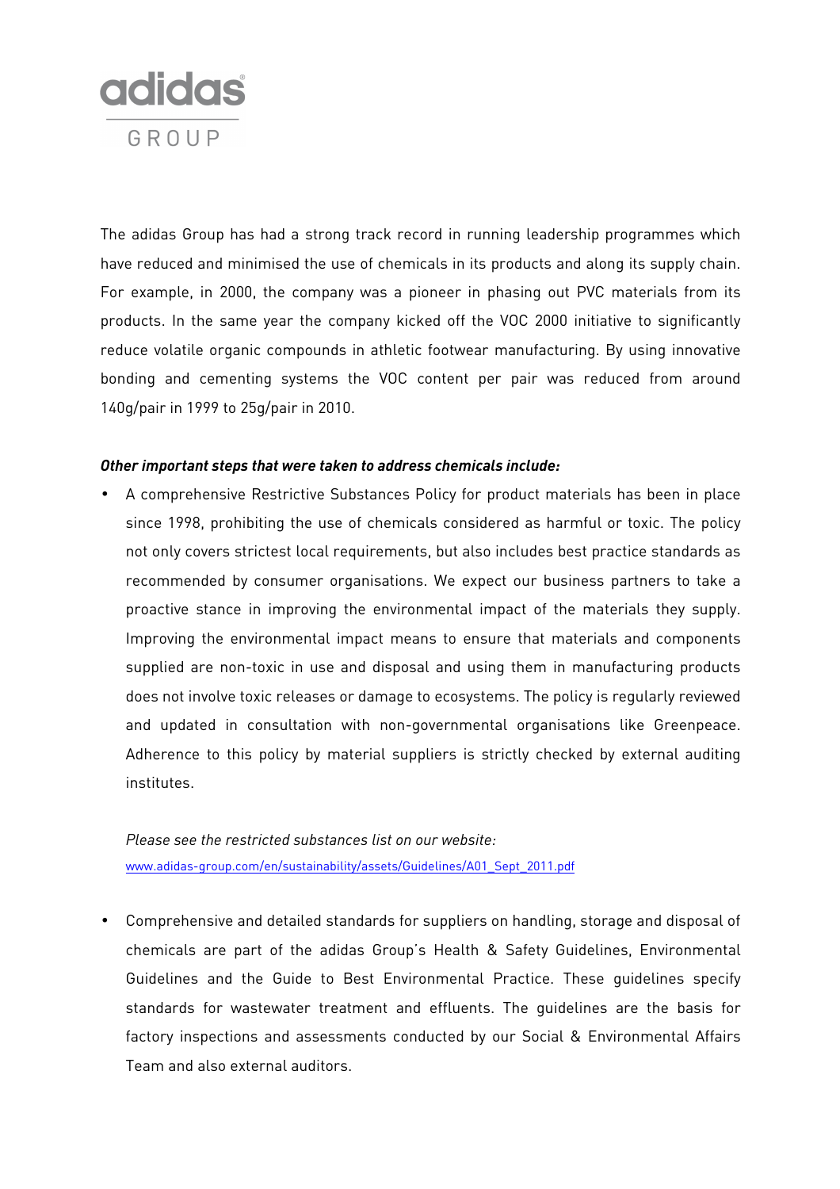The adidas Group has had a strong track record in running leadership programmes which have reduced and minimised the use of chemicals in its products and along its supply chain. For example, in 2000, the company was a pioneer in phasing out PVC materials from its products. In the same year the company kicked off the VOC 2000 initiative to significantly reduce volatile organic compounds in athletic footwear manufacturing. By using innovative bonding and cementing systems the VOC content per pair was reduced from around 140g/pair in 1999 to 25g/pair in 2010.

***Other important steps that were taken to address chemicals include:***

- A comprehensive Restrictive Substances Policy for product materials has been in place since 1998, prohibiting the use of chemicals considered as harmful or toxic. The policy not only covers strictest local requirements, but also includes best practice standards as recommended by consumer organisations. We expect our business partners to take a proactive stance in improving the environmental impact of the materials they supply. Improving the environmental impact means to ensure that materials and components supplied are non-toxic in use and disposal and using them in manufacturing products does not involve toxic releases or damage to ecosystems. The policy is regularly reviewed and updated in consultation with non-governmental organisations like Greenpeace. Adherence to this policy by material suppliers is strictly checked by external auditing institutes.

  *Please see the restricted substances list on our website:*
  www.adidas-group.com/en/sustainability/assets/Guidelines/A01_Sept_2011.pdf

- Comprehensive and detailed standards for suppliers on handling, storage and disposal of chemicals are part of the adidas Group's Health & Safety Guidelines, Environmental Guidelines and the Guide to Best Environmental Practice. These guidelines specify standards for wastewater treatment and effluents. The guidelines are the basis for factory inspections and assessments conducted by our Social & Environmental Affairs Team and also external auditors.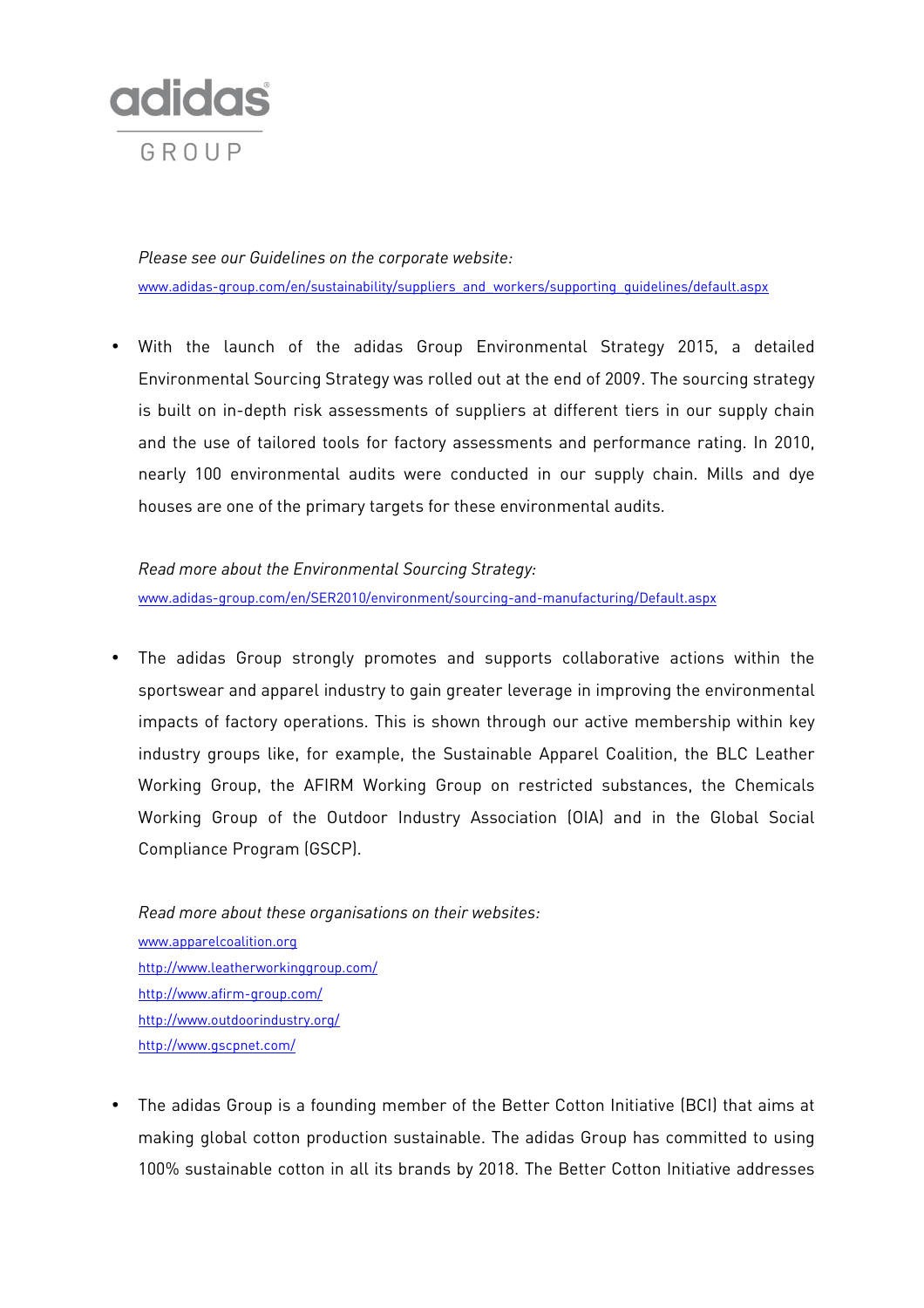*Please see our Guidelines on the corporate website:*
www.adidas-group.com/en/sustainability/suppliers_and_workers/supporting_guidelines/default.aspx

- With the launch of the adidas Group Environmental Strategy 2015, a detailed Environmental Sourcing Strategy was rolled out at the end of 2009. The sourcing strategy is built on in-depth risk assessments of suppliers at different tiers in our supply chain and the use of tailored tools for factory assessments and performance rating. In 2010, nearly 100 environmental audits were conducted in our supply chain. Mills and dye houses are one of the primary targets for these environmental audits.

*Read more about the Environmental Sourcing Strategy:*
www.adidas-group.com/en/SER2010/environment/sourcing-and-manufacturing/Default.aspx

- The adidas Group strongly promotes and supports collaborative actions within the sportswear and apparel industry to gain greater leverage in improving the environmental impacts of factory operations. This is shown through our active membership within key industry groups like, for example, the Sustainable Apparel Coalition, the BLC Leather Working Group, the AFIRM Working Group on restricted substances, the Chemicals Working Group of the Outdoor Industry Association (OIA) and in the Global Social Compliance Program (GSCP).

*Read more about these organisations on their websites:*
www.apparelcoalition.org
http://www.leatherworkinggroup.com/
http://www.afirm-group.com/
http://www.outdoorindustry.org/
http://www.gscpnet.com/

- The adidas Group is a founding member of the Better Cotton Initiative (BCI) that aims at making global cotton production sustainable. The adidas Group has committed to using 100% sustainable cotton in all its brands by 2018. The Better Cotton Initiative addresses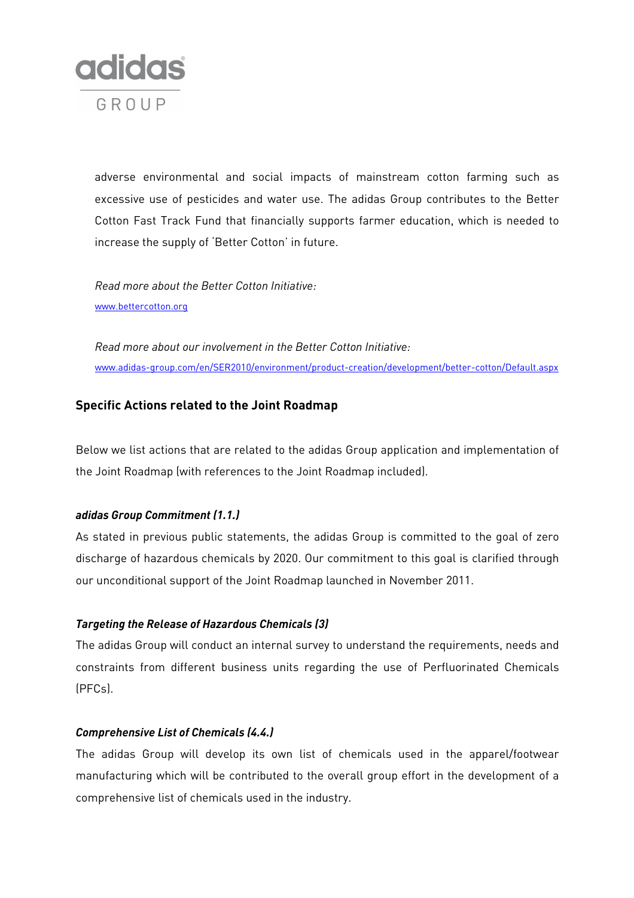adverse environmental and social impacts of mainstream cotton farming such as excessive use of pesticides and water use. The adidas Group contributes to the Better Cotton Fast Track Fund that financially supports farmer education, which is needed to increase the supply of 'Better Cotton' in future.

*Read more about the Better Cotton Initiative:*
www.bettercotton.org

*Read more about our involvement in the Better Cotton Initiative:*
www.adidas-group.com/en/SER2010/environment/product-creation/development/better-cotton/Default.aspx

## Specific Actions related to the Joint Roadmap

Below we list actions that are related to the adidas Group application and implementation of the Joint Roadmap (with references to the Joint Roadmap included).

### *adidas Group Commitment (1.1.)*

As stated in previous public statements, the adidas Group is committed to the goal of zero discharge of hazardous chemicals by 2020. Our commitment to this goal is clarified through our unconditional support of the Joint Roadmap launched in November 2011.

### *Targeting the Release of Hazardous Chemicals (3)*

The adidas Group will conduct an internal survey to understand the requirements, needs and constraints from different business units regarding the use of Perfluorinated Chemicals (PFCs).

### *Comprehensive List of Chemicals (4.4.)*

The adidas Group will develop its own list of chemicals used in the apparel/footwear manufacturing which will be contributed to the overall group effort in the development of a comprehensive list of chemicals used in the industry.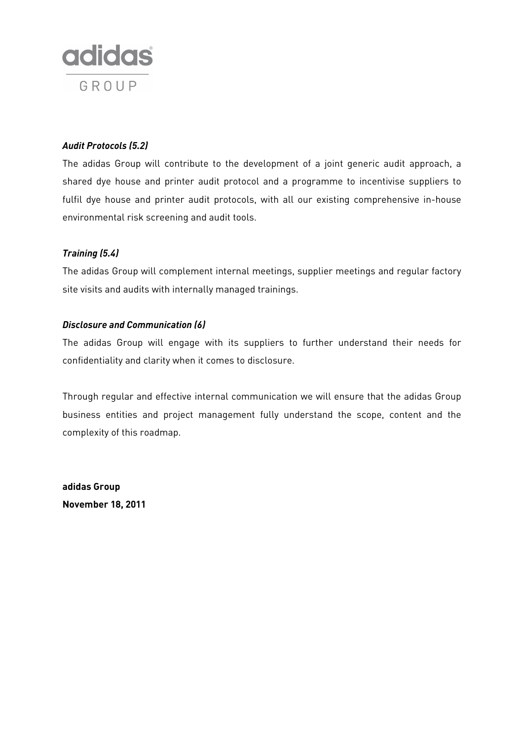***Audit Protocols (5.2)***

The adidas Group will contribute to the development of a joint generic audit approach, a shared dye house and printer audit protocol and a programme to incentivise suppliers to fulfil dye house and printer audit protocols, with all our existing comprehensive in-house environmental risk screening and audit tools.

***Training (5.4)***

The adidas Group will complement internal meetings, supplier meetings and regular factory site visits and audits with internally managed trainings.

***Disclosure and Communication (6)***

The adidas Group will engage with its suppliers to further understand their needs for confidentiality and clarity when it comes to disclosure.

Through regular and effective internal communication we will ensure that the adidas Group business entities and project management fully understand the scope, content and the complexity of this roadmap.

**adidas Group**
**November 18, 2011**